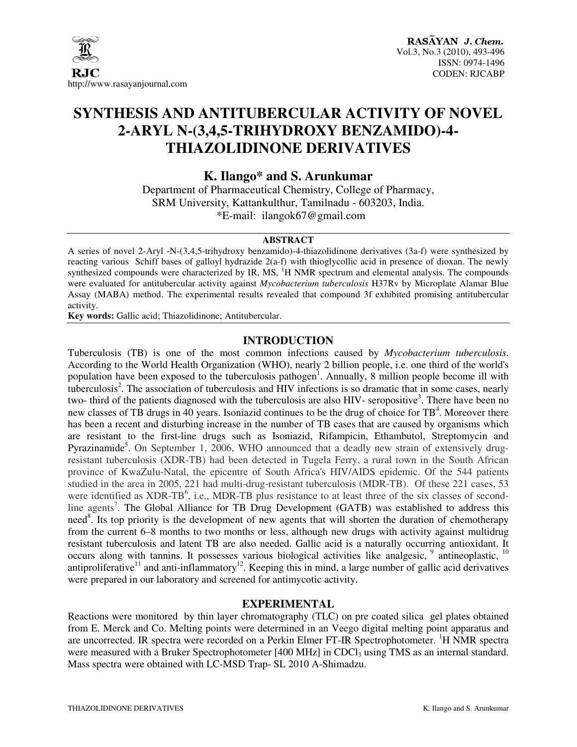# SYNTHESIS AND ANTITUBERCULAR ACTIVITY OF NOVEL 2-ARYL N-(3,4,5-TRIHYDROXY BENZAMIDO)-4-THIAZOLIDINONE DERIVATIVES

**K. Ilango* and S. Arunkumar**

Department of Pharmaceutical Chemistry, College of Pharmacy,
SRM University, Kattankulthur, Tamilnadu - 603203, India.
*E-mail: ilangok67@gmail.com

## ABSTRACT

A series of novel 2-Aryl -N-(3,4,5-trihydroxy benzamido)-4-thiazolidinone derivatives (3a-f) were synthesized by reacting various Schiff bases of galloyl hydrazide 2(a-f) with thioglycollic acid in presence of dioxan. The newly synthesized compounds were characterized by IR, MS, $^1$H NMR spectrum and elemental analysis. The compounds were evaluated for antitubercular activity against *Mycobacterium tuberculosis* H37Rv by Microplate Alamar Blue Assay (MABA) method. The experimental results revealed that compound 3f exhibited promising antitubercular activity.

**Key words:** Gallic acid; Thiazolidinone; Antitubercular.

## INTRODUCTION

Tuberculosis (TB) is one of the most common infections caused by *Mycobacterium tuberculosis*. According to the World Health Organization (WHO), nearly 2 billion people, i.e. one third of the world's population have been exposed to the tuberculosis pathogen[1]. Annually, 8 million people become ill with tuberculosis[2]. The association of tuberculosis and HIV infections is so dramatic that in some cases, nearly two- third of the patients diagnosed with the tuberculosis are also HIV- seropositive[3]. There have been no new classes of TB drugs in 40 years. Isoniazid continues to be the drug of choice for TB[4]. Moreover there has been a recent and disturbing increase in the number of TB cases that are caused by organisms which are resistant to the first-line drugs such as Isoniazid, Rifampicin, Ethambutol, Streptomycin and Pyrazinamide[5]. On September 1, 2006, WHO announced that a deadly new strain of extensively drug-resistant tuberculosis (XDR-TB) had been detected in Tugela Ferry, a rural town in the South African province of KwaZulu-Natal, the epicentre of South Africa's HIV/AIDS epidemic. Of the 544 patients studied in the area in 2005, 221 had multi-drug-resistant tuberculosis (MDR-TB). Of these 221 cases, 53 were identified as XDR-TB[6], i.e., MDR-TB plus resistance to at least three of the six classes of second-line agents[7]. The Global Alliance for TB Drug Development (GATB) was established to address this need[8]. Its top priority is the development of new agents that will shorten the duration of chemotherapy from the current 6–8 months to two months or less, although new drugs with activity against multidrug resistant tuberculosis and latent TB are also needed. Gallic acid is a naturally occurring antioxidant. It occurs along with tannins. It possesses various biological activities like analgesic, [9] antineoplastic, [10] antiproliferative[11] and anti-inflammatory[12]. Keeping this in mind, a large number of gallic acid derivatives were prepared in our laboratory and screened for antimycotic activity.

## EXPERIMENTAL

Reactions were monitored by thin layer chromatography (TLC) on pre coated silica gel plates obtained from E. Merck and Co. Melting points were determined in an Veego digital melting point apparatus and are uncorrected. IR spectra were recorded on a Perkin Elmer FT-IR Spectrophotometer. $^1$H NMR spectra were measured with a Bruker Spectrophotometer [400 MHz] in $CDCl_3$ using TMS as an internal standard. Mass spectra were obtained with LC-MSD Trap- SL 2010 A-Shimadzu.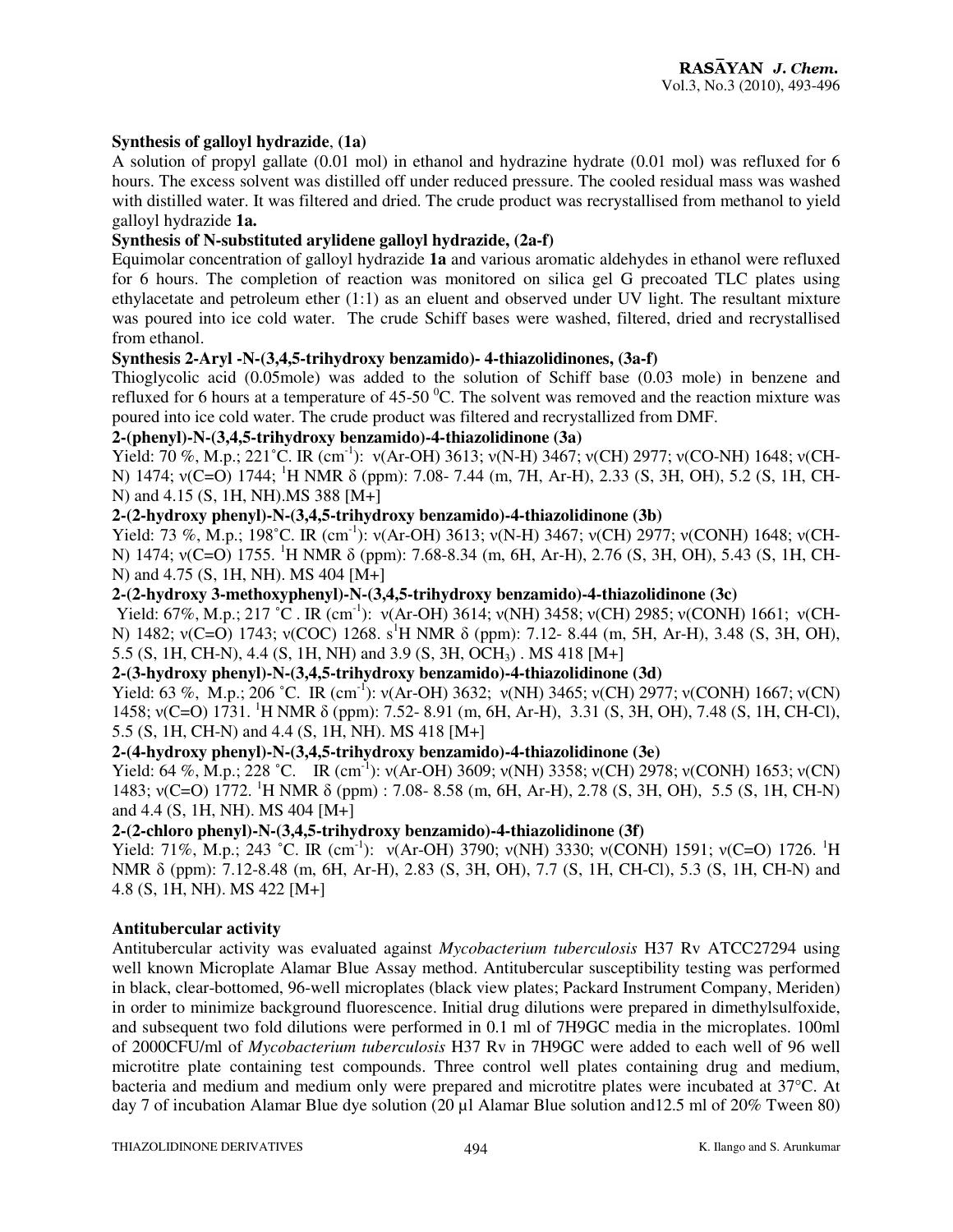### Synthesis of galloyl hydrazide, (1a)

A solution of propyl gallate (0.01 mol) in ethanol and hydrazine hydrate (0.01 mol) was refluxed for 6 hours. The excess solvent was distilled off under reduced pressure. The cooled residual mass was washed with distilled water. It was filtered and dried. The crude product was recrystallised from methanol to yield galloyl hydrazide **1a.**

### Synthesis of N-substituted arylidene galloyl hydrazide, (2a-f)

Equimolar concentration of galloyl hydrazide **1a** and various aromatic aldehydes in ethanol were refluxed for 6 hours. The completion of reaction was monitored on silica gel G precoated TLC plates using ethylacetate and petroleum ether (1:1) as an eluent and observed under UV light. The resultant mixture was poured into ice cold water. The crude Schiff bases were washed, filtered, dried and recrystallised from ethanol.

### Synthesis 2-Aryl -N-(3,4,5-trihydroxy benzamido)- 4-thiazolidinones, (3a-f)

Thioglycolic acid (0.05mole) was added to the solution of Schiff base (0.03 mole) in benzene and refluxed for 6 hours at a temperature of 45-50 $^0$C. The solvent was removed and the reaction mixture was poured into ice cold water. The crude product was filtered and recrystallized from DMF.

### 2-(phenyl)-N-(3,4,5-trihydroxy benzamido)-4-thiazolidinone (3a)

Yield: 70 %, M.p.; 221˚C. IR (cm$^{-1}$): ν(Ar-OH) 3613; ν(N-H) 3467; ν(CH) 2977; ν(CO-NH) 1648; ν(CH-N) 1474; ν(C=O) 1744; $^1$H NMR δ (ppm): 7.08- 7.44 (m, 7H, Ar-H), 2.33 (S, 3H, OH), 5.2 (S, 1H, CH-N) and 4.15 (S, 1H, NH).MS 388 [M+]

### 2-(2-hydroxy phenyl)-N-(3,4,5-trihydroxy benzamido)-4-thiazolidinone (3b)

Yield: 73 %, M.p.; 198˚C. IR (cm$^{-1}$): ν(Ar-OH) 3613; ν(N-H) 3467; ν(CH) 2977; ν(CONH) 1648; ν(CH-N) 1474; ν(C=O) 1755. $^1$H NMR δ (ppm): 7.68-8.34 (m, 6H, Ar-H), 2.76 (S, 3H, OH), 5.43 (S, 1H, CH-N) and 4.75 (S, 1H, NH). MS 404 [M+]

### 2-(2-hydroxy 3-methoxyphenyl)-N-(3,4,5-trihydroxy benzamido)-4-thiazolidinone (3c)

Yield: 67%, M.p.; 217 ˚C . IR (cm$^{-1}$): ν(Ar-OH) 3614; ν(NH) 3458; ν(CH) 2985; ν(CONH) 1661; ν(CH-N) 1482; ν(C=O) 1743; ν(COC) 1268. s$^1$H NMR δ (ppm): 7.12- 8.44 (m, 5H, Ar-H), 3.48 (S, 3H, OH), 5.5 (S, 1H, CH-N), 4.4 (S, 1H, NH) and 3.9 (S, 3H, $OCH_3$) . MS 418 [M+]

### 2-(3-hydroxy phenyl)-N-(3,4,5-trihydroxy benzamido)-4-thiazolidinone (3d)

Yield: 63 %, M.p.; 206 ˚C. IR (cm$^{-1}$): ν(Ar-OH) 3632; ν(NH) 3465; ν(CH) 2977; ν(CONH) 1667; ν(CN) 1458; ν(C=O) 1731. $^1$H NMR δ (ppm): 7.52- 8.91 (m, 6H, Ar-H), 3.31 (S, 3H, OH), 7.48 (S, 1H, CH-Cl), 5.5 (S, 1H, CH-N) and 4.4 (S, 1H, NH). MS 418 [M+]

### 2-(4-hydroxy phenyl)-N-(3,4,5-trihydroxy benzamido)-4-thiazolidinone (3e)

Yield: 64 %, M.p.; 228 ˚C. IR (cm$^{-1}$): ν(Ar-OH) 3609; ν(NH) 3358; ν(CH) 2978; ν(CONH) 1653; ν(CN) 1483; ν(C=O) 1772. $^1$H NMR δ (ppm) : 7.08- 8.58 (m, 6H, Ar-H), 2.78 (S, 3H, OH), 5.5 (S, 1H, CH-N) and 4.4 (S, 1H, NH). MS 404 [M+]

### 2-(2-chloro phenyl)-N-(3,4,5-trihydroxy benzamido)-4-thiazolidinone (3f)

Yield: 71%, M.p.; 243 ˚C. IR (cm$^{-1}$): ν(Ar-OH) 3790; ν(NH) 3330; ν(CONH) 1591; ν(C=O) 1726. $^1$H NMR δ (ppm): 7.12-8.48 (m, 6H, Ar-H), 2.83 (S, 3H, OH), 7.7 (S, 1H, CH-Cl), 5.3 (S, 1H, CH-N) and 4.8 (S, 1H, NH). MS 422 [M+]

## Antitubercular activity

Antitubercular activity was evaluated against *Mycobacterium tuberculosis* H37 Rv ATCC27294 using well known Microplate Alamar Blue Assay method. Antitubercular susceptibility testing was performed in black, clear-bottomed, 96-well microplates (black view plates; Packard Instrument Company, Meriden) in order to minimize background fluorescence. Initial drug dilutions were prepared in dimethylsulfoxide, and subsequent two fold dilutions were performed in 0.1 ml of 7H9GC media in the microplates. 100ml of 2000CFU/ml of *Mycobacterium tuberculosis* H37 Rv in 7H9GC were added to each well of 96 well microtitre plate containing test compounds. Three control well plates containing drug and medium, bacteria and medium and medium only were prepared and microtitre plates were incubated at 37°C. At day 7 of incubation Alamar Blue dye solution (20 µl Alamar Blue solution and12.5 ml of 20% Tween 80)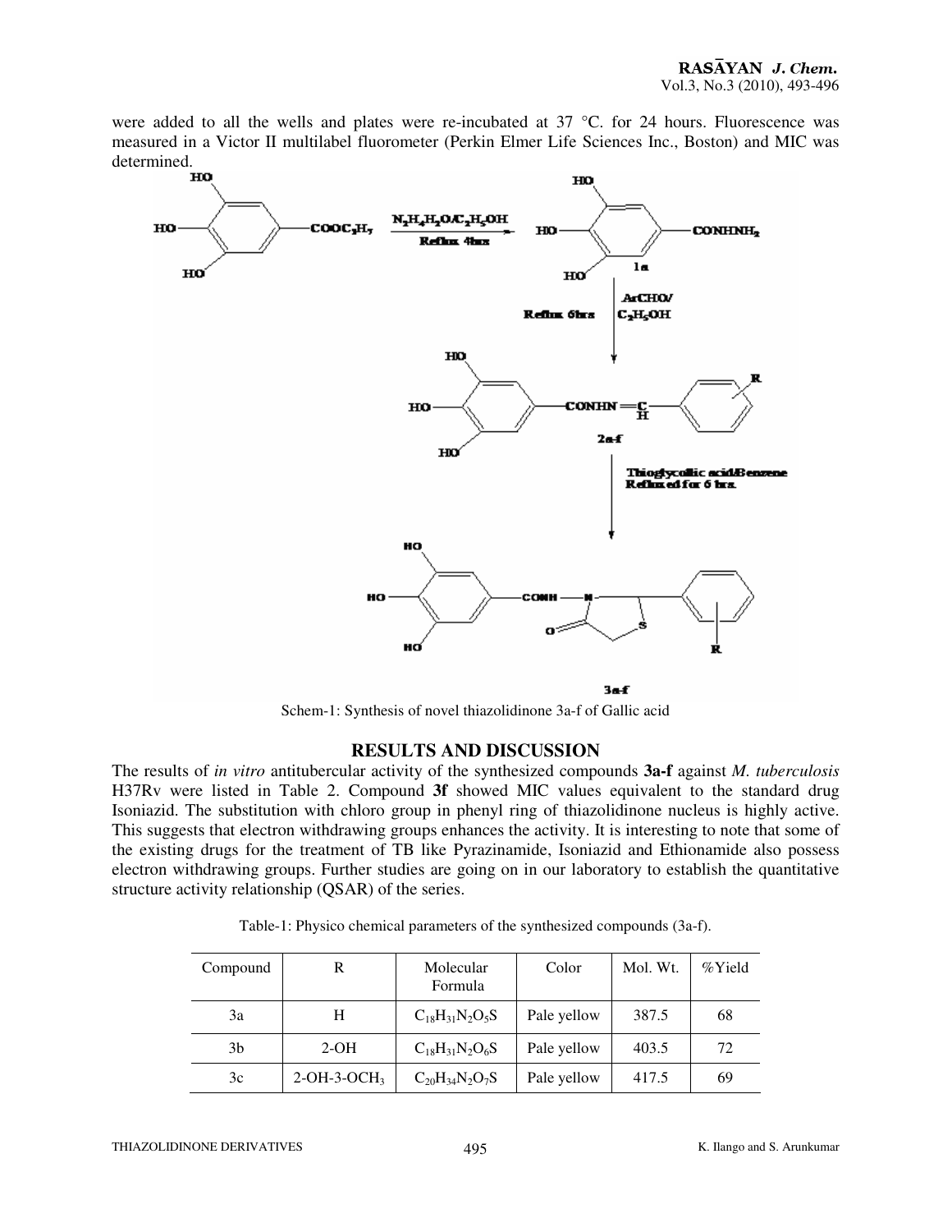were added to all the wells and plates were re-incubated at 37 °C. for 24 hours. Fluorescence was measured in a Victor II multilabel fluorometer (Perkin Elmer Life Sciences Inc., Boston) and MIC was determined.

Schem-1: Synthesis of novel thiazolidinone 3a-f of Gallic acid

## RESULTS AND DISCUSSION

The results of *in vitro* antitubercular activity of the synthesized compounds **3a-f** against *M. tuberculosis* H37Rv were listed in Table 2. Compound **3f** showed MIC values equivalent to the standard drug Isoniazid. The substitution with chloro group in phenyl ring of thiazolidinone nucleus is highly active. This suggests that electron withdrawing groups enhances the activity. It is interesting to note that some of the existing drugs for the treatment of TB like Pyrazinamide, Isoniazid and Ethionamide also possess electron withdrawing groups. Further studies are going on in our laboratory to establish the quantitative structure activity relationship (QSAR) of the series.

Table-1: Physico chemical parameters of the synthesized compounds (3a-f).

| Compound | R | Molecular Formula | Color | Mol. Wt. | %Yield |
|---|---|---|---|---|---|
| 3a | H | $C_{18}H_{31}N_2O_5S$ | Pale yellow | 387.5 | 68 |
| 3b | 2-OH | $C_{18}H_{31}N_2O_6S$ | Pale yellow | 403.5 | 72 |
| 3c | 2-OH-3-$OCH_3$ | $C_{20}H_{34}N_2O_7S$ | Pale yellow | 417.5 | 69 |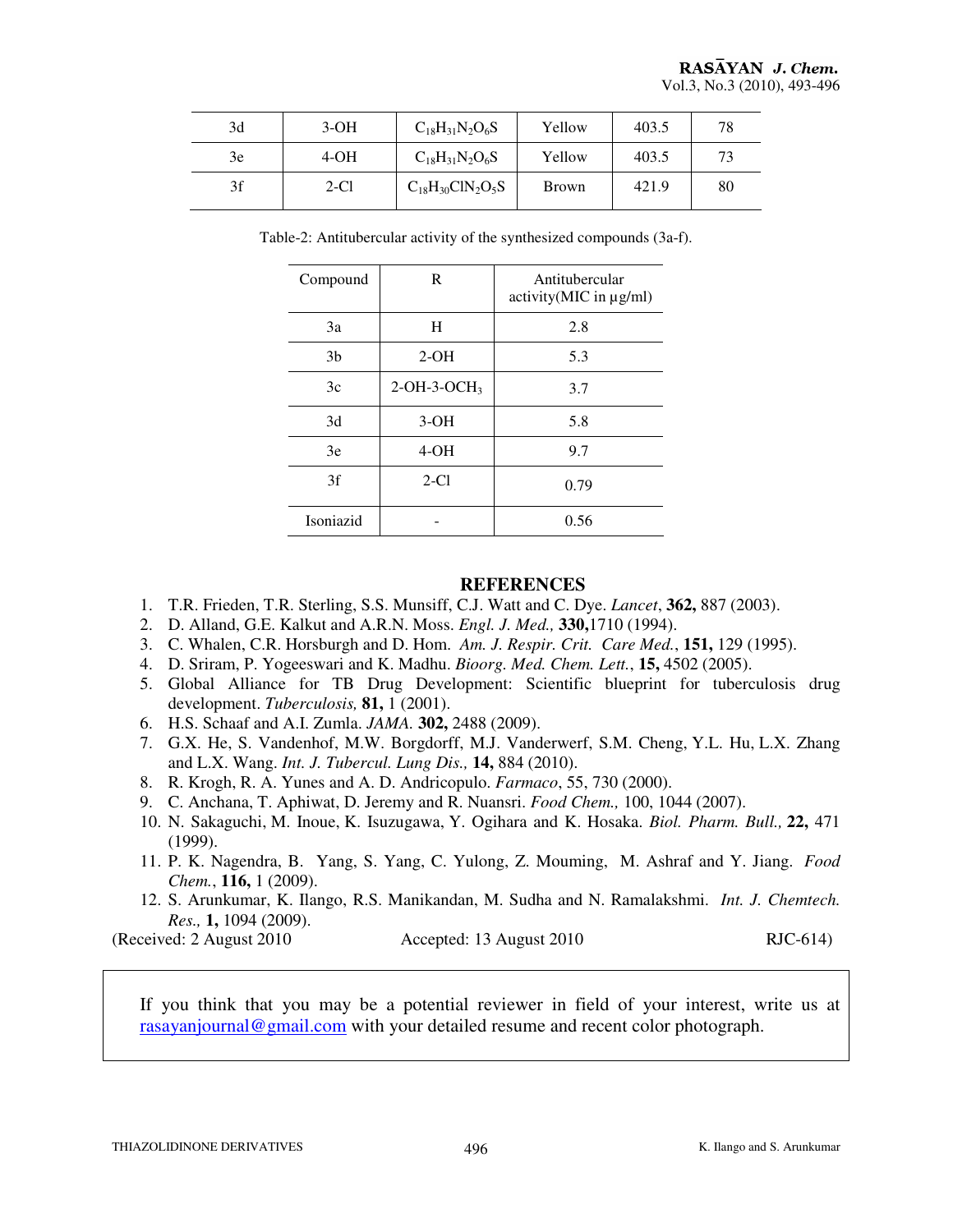| | | | | | |
|---|---|---|---|---|---|
| 3d | 3-OH | $C_{18}H_{31}N_2O_6S$ | Yellow | 403.5 | 78 |
| 3e | 4-OH | $C_{18}H_{31}N_2O_6S$ | Yellow | 403.5 | 73 |
| 3f | 2-Cl | $C_{18}H_{30}ClN_2O_5S$ | Brown | 421.9 | 80 |

Table-2: Antitubercular activity of the synthesized compounds (3a-f).

| Compound | R | Antitubercular activity(MIC in μg/ml) |
|---|---|---|
| 3a | H | 2.8 |
| 3b | 2-OH | 5.3 |
| 3c | 2-OH-3-$OCH_3$ | 3.7 |
| 3d | 3-OH | 5.8 |
| 3e | 4-OH | 9.7 |
| 3f | 2-Cl | 0.79 |
| Isoniazid | - | 0.56 |

## REFERENCES

1. T.R. Frieden, T.R. Sterling, S.S. Munsiff, C.J. Watt and C. Dye. *Lancet*, **362,** 887 (2003).
2. D. Alland, G.E. Kalkut and A.R.N. Moss. *Engl. J. Med.,* **330,**1710 (1994).
3. C. Whalen, C.R. Horsburgh and D. Hom. *Am. J. Respir. Crit. Care Med.*, **151,** 129 (1995).
4. D. Sriram, P. Yogeeswari and K. Madhu. *Bioorg. Med. Chem. Lett.*, **15,** 4502 (2005).
5. Global Alliance for TB Drug Development: Scientific blueprint for tuberculosis drug development. *Tuberculosis,* **81,** 1 (2001).
6. H.S. Schaaf and A.I. Zumla. *JAMA.* **302,** 2488 (2009).
7. G.X. He, S. Vandenhof, M.W. Borgdorff, M.J. Vanderwerf, S.M. Cheng, Y.L. Hu, L.X. Zhang and L.X. Wang. *Int. J. Tubercul. Lung Dis.,* **14,** 884 (2010).
8. R. Krogh, R. A. Yunes and A. D. Andricopulo. *Farmaco*, 55, 730 (2000).
9. C. Anchana, T. Aphiwat, D. Jeremy and R. Nuansri. *Food Chem.,* 100, 1044 (2007).
10. N. Sakaguchi, M. Inoue, K. Isuzugawa, Y. Ogihara and K. Hosaka. *Biol. Pharm. Bull.,* **22,** 471 (1999).
11. P. K. Nagendra, B. Yang, S. Yang, C. Yulong, Z. Mouming, M. Ashraf and Y. Jiang. *Food Chem.*, **116,** 1 (2009).
12. S. Arunkumar, K. Ilango, R.S. Manikandan, M. Sudha and N. Ramalakshmi. *Int. J. Chemtech. Res.,* **1,** 1094 (2009).

(Received: 2 August 2010 Accepted: 13 August 2010 RJC-614)

If you think that you may be a potential reviewer in field of your interest, write us at rasayanjournal@gmail.com with your detailed resume and recent color photograph.